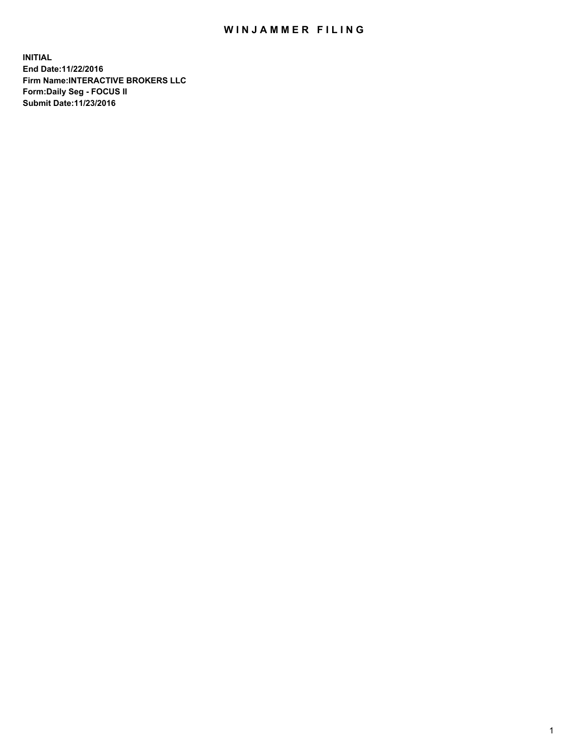# WINJAMMER FILING

**INITIAL**
**End Date:11/22/2016**
**Firm Name:INTERACTIVE BROKERS LLC**
**Form:Daily Seg - FOCUS II**
**Submit Date:11/23/2016**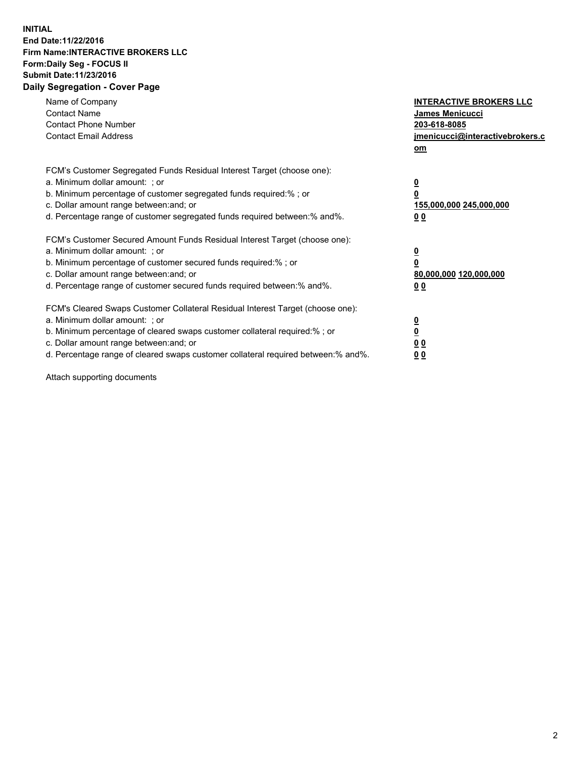**INITIAL**
**End Date:11/22/2016**
**Firm Name:INTERACTIVE BROKERS LLC**
**Form:Daily Seg - FOCUS II**
**Submit Date:11/23/2016**

## Daily Segregation - Cover Page

| | |
|---|---|
| Name of Company | **INTERACTIVE BROKERS LLC** |
| Contact Name | **James Menicucci** |
| Contact Phone Number | **203-618-8085** |
| Contact Email Address | **jmenicucci@interactivebrokers.com** |

| | |
|---|---|
| FCM's Customer Segregated Funds Residual Interest Target (choose one): | |
| a. Minimum dollar amount: ; or | **0** |
| b. Minimum percentage of customer segregated funds required:% ; or | **0** |
| c. Dollar amount range between:and; or | **155,000,000 245,000,000** |
| d. Percentage range of customer segregated funds required between:% and%. | **0 0** |
| FCM's Customer Secured Amount Funds Residual Interest Target (choose one): | |
| a. Minimum dollar amount: ; or | **0** |
| b. Minimum percentage of customer secured funds required:% ; or | **0** |
| c. Dollar amount range between:and; or | **80,000,000 120,000,000** |
| d. Percentage range of customer secured funds required between:% and%. | **0 0** |
| FCM's Cleared Swaps Customer Collateral Residual Interest Target (choose one): | |
| a. Minimum dollar amount: ; or | **0** |
| b. Minimum percentage of cleared swaps customer collateral required:% ; or | **0** |
| c. Dollar amount range between:and; or | **0 0** |
| d. Percentage range of cleared swaps customer collateral required between:% and%. | **0 0** |

Attach supporting documents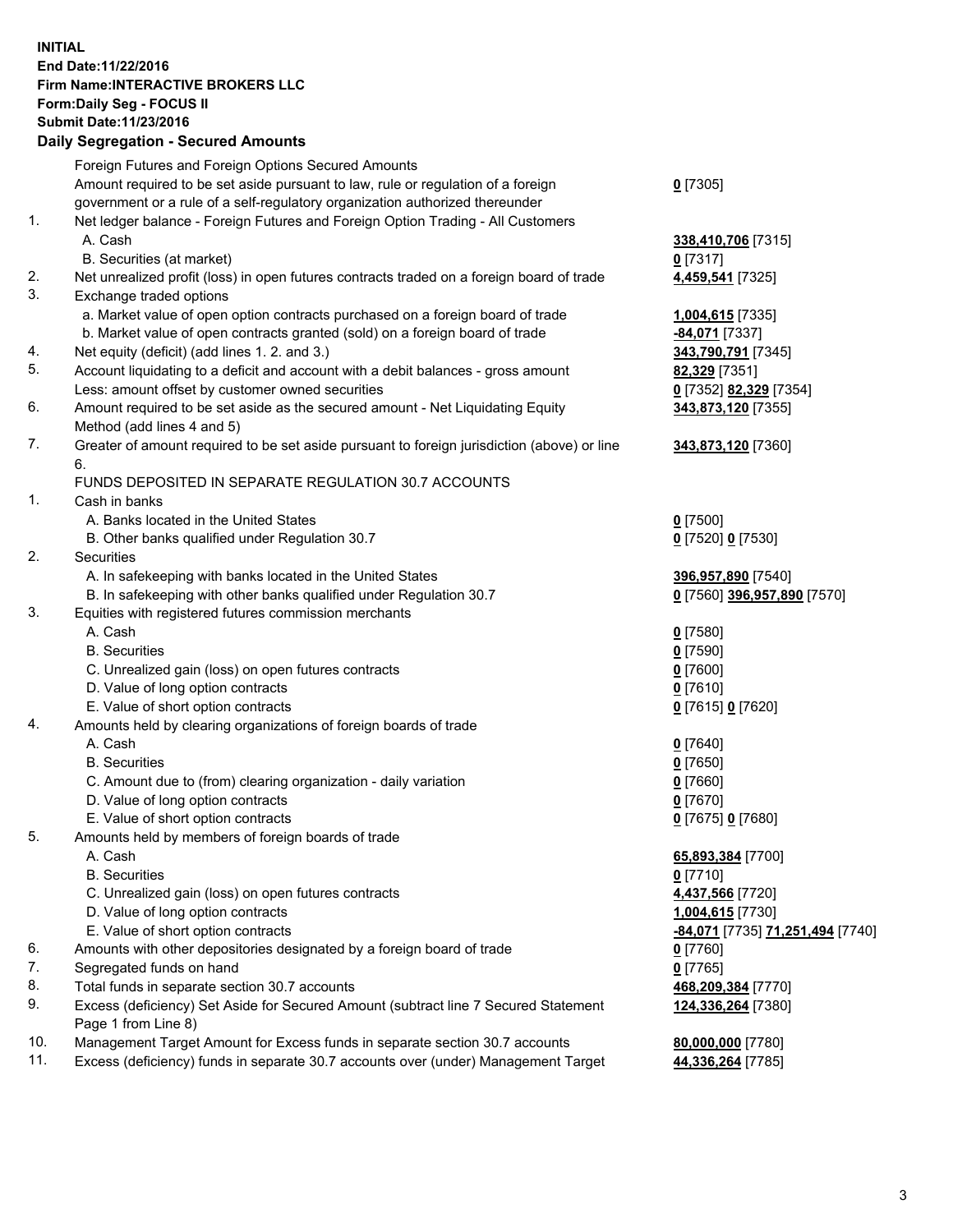**INITIAL**
**End Date:11/22/2016**
**Firm Name:INTERACTIVE BROKERS LLC**
**Form:Daily Seg - FOCUS II**
**Submit Date:11/23/2016**
**Daily Segregation - Secured Amounts**

| | | |
|---|---|---|
| | Foreign Futures and Foreign Options Secured Amounts | |
| | Amount required to be set aside pursuant to law, rule or regulation of a foreign government or a rule of a self-regulatory organization authorized thereunder | **0** [7305] |
| 1. | Net ledger balance - Foreign Futures and Foreign Option Trading - All Customers | |
| | A. Cash | **338,410,706** [7315] |
| | B. Securities (at market) | **0** [7317] |
| 2. | Net unrealized profit (loss) in open futures contracts traded on a foreign board of trade | **4,459,541** [7325] |
| 3. | Exchange traded options | |
| | a. Market value of open option contracts purchased on a foreign board of trade | **1,004,615** [7335] |
| | b. Market value of open contracts granted (sold) on a foreign board of trade | **-84,071** [7337] |
| 4. | Net equity (deficit) (add lines 1. 2. and 3.) | **343,790,791** [7345] |
| 5. | Account liquidating to a deficit and account with a debit balances - gross amount | **82,329** [7351] |
| | Less: amount offset by customer owned securities | **0** [7352] **82,329** [7354] |
| 6. | Amount required to be set aside as the secured amount - Net Liquidating Equity Method (add lines 4 and 5) | **343,873,120** [7355] |
| 7. | Greater of amount required to be set aside pursuant to foreign jurisdiction (above) or line 6. | **343,873,120** [7360] |
| | FUNDS DEPOSITED IN SEPARATE REGULATION 30.7 ACCOUNTS | |
| 1. | Cash in banks | |
| | A. Banks located in the United States | **0** [7500] |
| | B. Other banks qualified under Regulation 30.7 | **0** [7520] **0** [7530] |
| 2. | Securities | |
| | A. In safekeeping with banks located in the United States | **396,957,890** [7540] |
| | B. In safekeeping with other banks qualified under Regulation 30.7 | **0** [7560] **396,957,890** [7570] |
| 3. | Equities with registered futures commission merchants | |
| | A. Cash | **0** [7580] |
| | B. Securities | **0** [7590] |
| | C. Unrealized gain (loss) on open futures contracts | **0** [7600] |
| | D. Value of long option contracts | **0** [7610] |
| | E. Value of short option contracts | **0** [7615] **0** [7620] |
| 4. | Amounts held by clearing organizations of foreign boards of trade | |
| | A. Cash | **0** [7640] |
| | B. Securities | **0** [7650] |
| | C. Amount due to (from) clearing organization - daily variation | **0** [7660] |
| | D. Value of long option contracts | **0** [7670] |
| | E. Value of short option contracts | **0** [7675] **0** [7680] |
| 5. | Amounts held by members of foreign boards of trade | |
| | A. Cash | **65,893,384** [7700] |
| | B. Securities | **0** [7710] |
| | C. Unrealized gain (loss) on open futures contracts | **4,437,566** [7720] |
| | D. Value of long option contracts | **1,004,615** [7730] |
| | E. Value of short option contracts | **-84,071** [7735] **71,251,494** [7740] |
| 6. | Amounts with other depositories designated by a foreign board of trade | **0** [7760] |
| 7. | Segregated funds on hand | **0** [7765] |
| 8. | Total funds in separate section 30.7 accounts | **468,209,384** [7770] |
| 9. | Excess (deficiency) Set Aside for Secured Amount (subtract line 7 Secured Statement Page 1 from Line 8) | **124,336,264** [7380] |
| 10. | Management Target Amount for Excess funds in separate section 30.7 accounts | **80,000,000** [7780] |
| 11. | Excess (deficiency) funds in separate 30.7 accounts over (under) Management Target | **44,336,264** [7785] |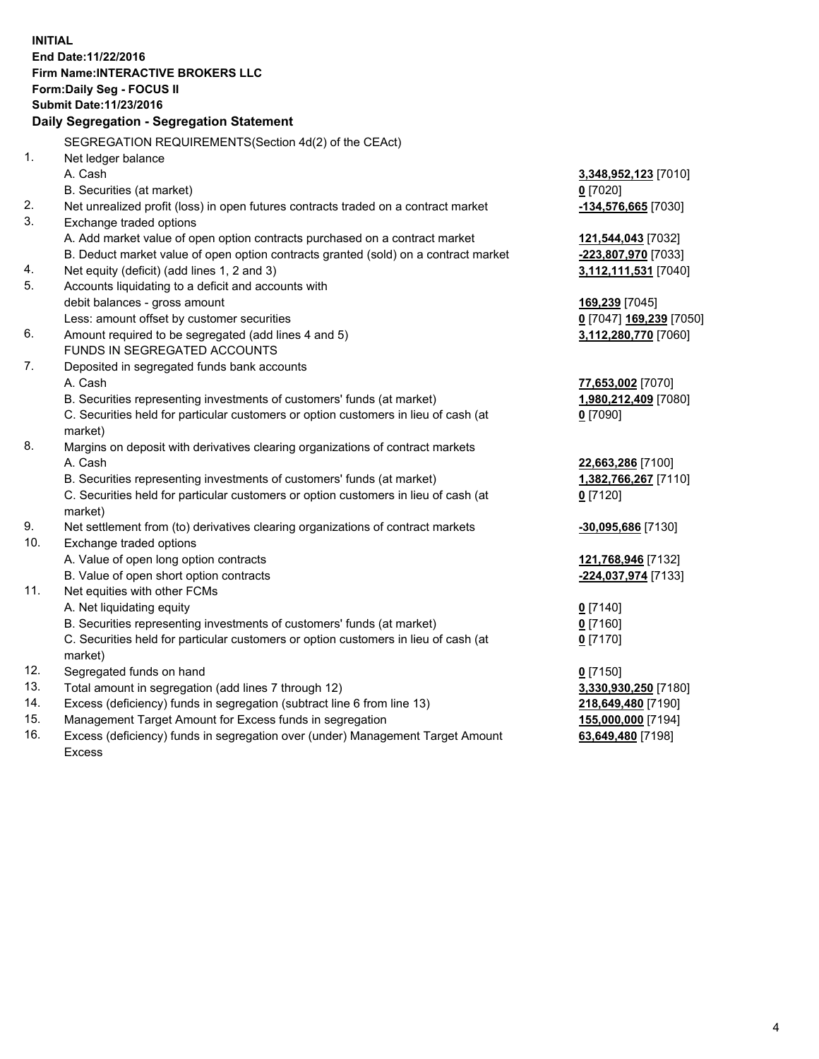**INITIAL**
**End Date:11/22/2016**
**Firm Name:INTERACTIVE BROKERS LLC**
**Form:Daily Seg - FOCUS II**
**Submit Date:11/23/2016**

**Daily Segregation - Segregation Statement**

SEGREGATION REQUIREMENTS(Section 4d(2) of the CEAct)

| | | |
|---|---|---|
| 1. | Net ledger balance | |
| | A. Cash | **3,348,952,123** [7010] |
| | B. Securities (at market) | **0** [7020] |
| 2. | Net unrealized profit (loss) in open futures contracts traded on a contract market | **-134,576,665** [7030] |
| 3. | Exchange traded options | |
| | A. Add market value of open option contracts purchased on a contract market | **121,544,043** [7032] |
| | B. Deduct market value of open option contracts granted (sold) on a contract market | **-223,807,970** [7033] |
| 4. | Net equity (deficit) (add lines 1, 2 and 3) | **3,112,111,531** [7040] |
| 5. | Accounts liquidating to a deficit and accounts with | |
| | debit balances - gross amount | **169,239** [7045] |
| | Less: amount offset by customer securities | **0** [7047] **169,239** [7050] |
| 6. | Amount required to be segregated (add lines 4 and 5) | **3,112,280,770** [7060] |
| | FUNDS IN SEGREGATED ACCOUNTS | |
| 7. | Deposited in segregated funds bank accounts | |
| | A. Cash | **77,653,002** [7070] |
| | B. Securities representing investments of customers' funds (at market) | **1,980,212,409** [7080] |
| | C. Securities held for particular customers or option customers in lieu of cash (at market) | **0** [7090] |
| 8. | Margins on deposit with derivatives clearing organizations of contract markets | |
| | A. Cash | **22,663,286** [7100] |
| | B. Securities representing investments of customers' funds (at market) | **1,382,766,267** [7110] |
| | C. Securities held for particular customers or option customers in lieu of cash (at market) | **0** [7120] |
| 9. | Net settlement from (to) derivatives clearing organizations of contract markets | **-30,095,686** [7130] |
| 10. | Exchange traded options | |
| | A. Value of open long option contracts | **121,768,946** [7132] |
| | B. Value of open short option contracts | **-224,037,974** [7133] |
| 11. | Net equities with other FCMs | |
| | A. Net liquidating equity | **0** [7140] |
| | B. Securities representing investments of customers' funds (at market) | **0** [7160] |
| | C. Securities held for particular customers or option customers in lieu of cash (at market) | **0** [7170] |
| 12. | Segregated funds on hand | **0** [7150] |
| 13. | Total amount in segregation (add lines 7 through 12) | **3,330,930,250** [7180] |
| 14. | Excess (deficiency) funds in segregation (subtract line 6 from line 13) | **218,649,480** [7190] |
| 15. | Management Target Amount for Excess funds in segregation | **155,000,000** [7194] |
| 16. | Excess (deficiency) funds in segregation over (under) Management Target Amount Excess | **63,649,480** [7198] |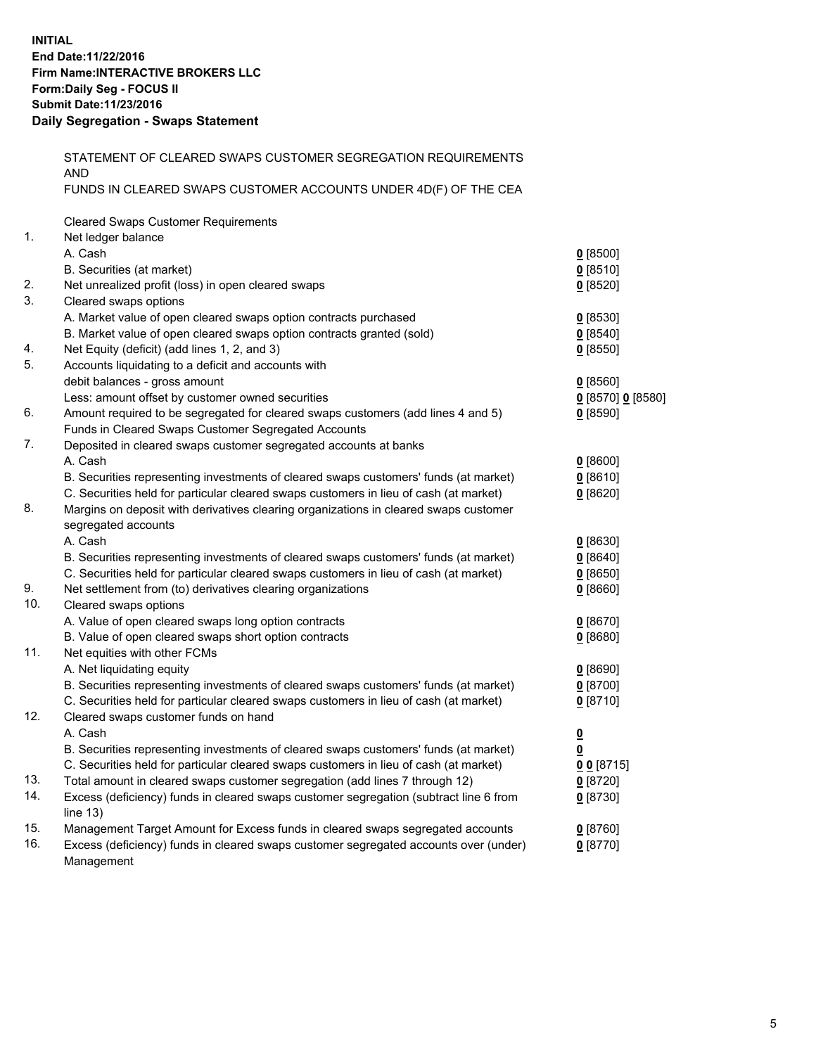**INITIAL**
**End Date:11/22/2016**
**Firm Name:INTERACTIVE BROKERS LLC**
**Form:Daily Seg - FOCUS II**
**Submit Date:11/23/2016**
**Daily Segregation - Swaps Statement**

STATEMENT OF CLEARED SWAPS CUSTOMER SEGREGATION REQUIREMENTS AND FUNDS IN CLEARED SWAPS CUSTOMER ACCOUNTS UNDER 4D(F) OF THE CEA

| | | |
|---|---|---|
| | Cleared Swaps Customer Requirements | |
| 1. | Net ledger balance | |
| | A. Cash | 0 [8500] |
| | B. Securities (at market) | 0 [8510] |
| 2. | Net unrealized profit (loss) in open cleared swaps | 0 [8520] |
| 3. | Cleared swaps options | |
| | A. Market value of open cleared swaps option contracts purchased | 0 [8530] |
| | B. Market value of open cleared swaps option contracts granted (sold) | 0 [8540] |
| 4. | Net Equity (deficit) (add lines 1, 2, and 3) | 0 [8550] |
| 5. | Accounts liquidating to a deficit and accounts with debit balances - gross amount | 0 [8560] |
| | Less: amount offset by customer owned securities | 0 [8570] 0 [8580] |
| 6. | Amount required to be segregated for cleared swaps customers (add lines 4 and 5) | 0 [8590] |
| | Funds in Cleared Swaps Customer Segregated Accounts | |
| 7. | Deposited in cleared swaps customer segregated accounts at banks | |
| | A. Cash | 0 [8600] |
| | B. Securities representing investments of cleared swaps customers' funds (at market) | 0 [8610] |
| | C. Securities held for particular cleared swaps customers in lieu of cash (at market) | 0 [8620] |
| 8. | Margins on deposit with derivatives clearing organizations in cleared swaps customer segregated accounts | |
| | A. Cash | 0 [8630] |
| | B. Securities representing investments of cleared swaps customers' funds (at market) | 0 [8640] |
| | C. Securities held for particular cleared swaps customers in lieu of cash (at market) | 0 [8650] |
| 9. | Net settlement from (to) derivatives clearing organizations | 0 [8660] |
| 10. | Cleared swaps options | |
| | A. Value of open cleared swaps long option contracts | 0 [8670] |
| | B. Value of open cleared swaps short option contracts | 0 [8680] |
| 11. | Net equities with other FCMs | |
| | A. Net liquidating equity | 0 [8690] |
| | B. Securities representing investments of cleared swaps customers' funds (at market) | 0 [8700] |
| | C. Securities held for particular cleared swaps customers in lieu of cash (at market) | 0 [8710] |
| 12. | Cleared swaps customer funds on hand | |
| | A. Cash | 0 |
| | B. Securities representing investments of cleared swaps customers' funds (at market) | 0 |
| | C. Securities held for particular cleared swaps customers in lieu of cash (at market) | 0 0 [8715] |
| 13. | Total amount in cleared swaps customer segregation (add lines 7 through 12) | 0 [8720] |
| 14. | Excess (deficiency) funds in cleared swaps customer segregation (subtract line 6 from line 13) | 0 [8730] |
| 15. | Management Target Amount for Excess funds in cleared swaps segregated accounts | 0 [8760] |
| 16. | Excess (deficiency) funds in cleared swaps customer segregated accounts over (under) Management | 0 [8770] |